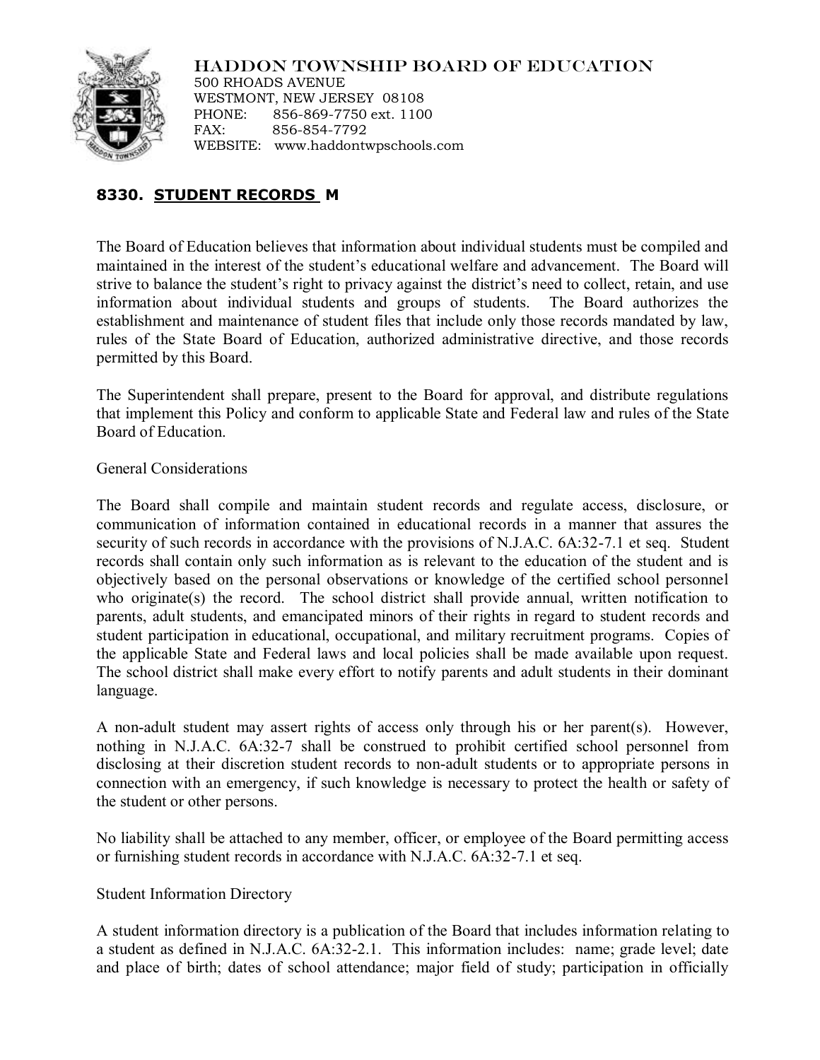# HADDON TOWNSHIP BOARD OF EDUCATION

500 RHOADS AVENUE
WESTMONT, NEW JERSEY 08108
PHONE: 856-869-7750 ext. 1100
FAX: 856-854-7792
WEBSITE: www.haddontwpschools.com

## 8330. STUDENT RECORDS M

The Board of Education believes that information about individual students must be compiled and maintained in the interest of the student's educational welfare and advancement. The Board will strive to balance the student's right to privacy against the district's need to collect, retain, and use information about individual students and groups of students. The Board authorizes the establishment and maintenance of student files that include only those records mandated by law, rules of the State Board of Education, authorized administrative directive, and those records permitted by this Board.

The Superintendent shall prepare, present to the Board for approval, and distribute regulations that implement this Policy and conform to applicable State and Federal law and rules of the State Board of Education.

General Considerations

The Board shall compile and maintain student records and regulate access, disclosure, or communication of information contained in educational records in a manner that assures the security of such records in accordance with the provisions of N.J.A.C. 6A:32-7.1 et seq. Student records shall contain only such information as is relevant to the education of the student and is objectively based on the personal observations or knowledge of the certified school personnel who originate(s) the record. The school district shall provide annual, written notification to parents, adult students, and emancipated minors of their rights in regard to student records and student participation in educational, occupational, and military recruitment programs. Copies of the applicable State and Federal laws and local policies shall be made available upon request. The school district shall make every effort to notify parents and adult students in their dominant language.

A non-adult student may assert rights of access only through his or her parent(s). However, nothing in N.J.A.C. 6A:32-7 shall be construed to prohibit certified school personnel from disclosing at their discretion student records to non-adult students or to appropriate persons in connection with an emergency, if such knowledge is necessary to protect the health or safety of the student or other persons.

No liability shall be attached to any member, officer, or employee of the Board permitting access or furnishing student records in accordance with N.J.A.C. 6A:32-7.1 et seq.

Student Information Directory

A student information directory is a publication of the Board that includes information relating to a student as defined in N.J.A.C. 6A:32-2.1. This information includes: name; grade level; date and place of birth; dates of school attendance; major field of study; participation in officially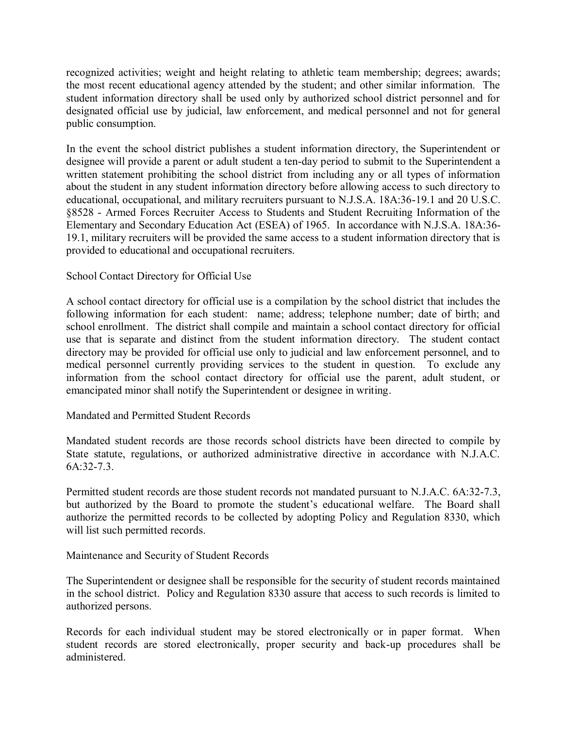recognized activities; weight and height relating to athletic team membership; degrees; awards; the most recent educational agency attended by the student; and other similar information. The student information directory shall be used only by authorized school district personnel and for designated official use by judicial, law enforcement, and medical personnel and not for general public consumption.

In the event the school district publishes a student information directory, the Superintendent or designee will provide a parent or adult student a ten-day period to submit to the Superintendent a written statement prohibiting the school district from including any or all types of information about the student in any student information directory before allowing access to such directory to educational, occupational, and military recruiters pursuant to N.J.S.A. 18A:36-19.1 and 20 U.S.C. §8528 - Armed Forces Recruiter Access to Students and Student Recruiting Information of the Elementary and Secondary Education Act (ESEA) of 1965. In accordance with N.J.S.A. 18A:36-19.1, military recruiters will be provided the same access to a student information directory that is provided to educational and occupational recruiters.

School Contact Directory for Official Use

A school contact directory for official use is a compilation by the school district that includes the following information for each student: name; address; telephone number; date of birth; and school enrollment. The district shall compile and maintain a school contact directory for official use that is separate and distinct from the student information directory. The student contact directory may be provided for official use only to judicial and law enforcement personnel, and to medical personnel currently providing services to the student in question. To exclude any information from the school contact directory for official use the parent, adult student, or emancipated minor shall notify the Superintendent or designee in writing.

Mandated and Permitted Student Records

Mandated student records are those records school districts have been directed to compile by State statute, regulations, or authorized administrative directive in accordance with N.J.A.C. 6A:32-7.3.

Permitted student records are those student records not mandated pursuant to N.J.A.C. 6A:32-7.3, but authorized by the Board to promote the student's educational welfare. The Board shall authorize the permitted records to be collected by adopting Policy and Regulation 8330, which will list such permitted records.

Maintenance and Security of Student Records

The Superintendent or designee shall be responsible for the security of student records maintained in the school district. Policy and Regulation 8330 assure that access to such records is limited to authorized persons.

Records for each individual student may be stored electronically or in paper format. When student records are stored electronically, proper security and back-up procedures shall be administered.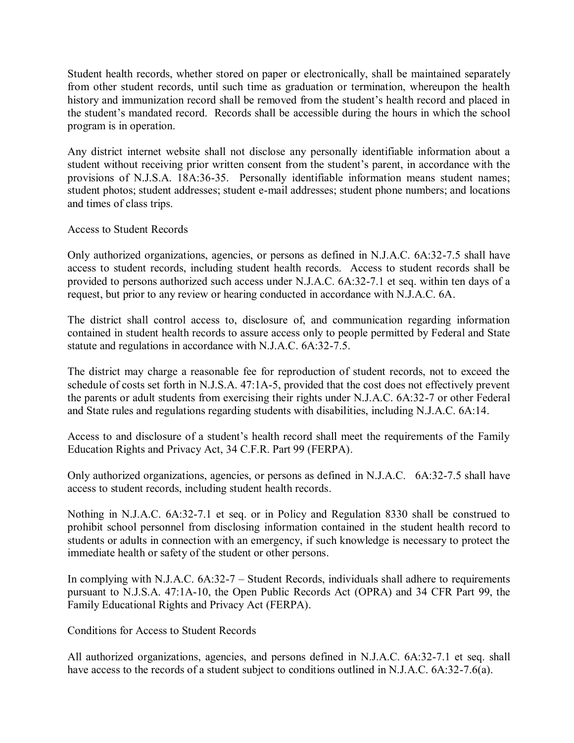Student health records, whether stored on paper or electronically, shall be maintained separately from other student records, until such time as graduation or termination, whereupon the health history and immunization record shall be removed from the student's health record and placed in the student's mandated record. Records shall be accessible during the hours in which the school program is in operation.

Any district internet website shall not disclose any personally identifiable information about a student without receiving prior written consent from the student's parent, in accordance with the provisions of N.J.S.A. 18A:36-35. Personally identifiable information means student names; student photos; student addresses; student e-mail addresses; student phone numbers; and locations and times of class trips.

Access to Student Records

Only authorized organizations, agencies, or persons as defined in N.J.A.C. 6A:32-7.5 shall have access to student records, including student health records. Access to student records shall be provided to persons authorized such access under N.J.A.C. 6A:32-7.1 et seq. within ten days of a request, but prior to any review or hearing conducted in accordance with N.J.A.C. 6A.

The district shall control access to, disclosure of, and communication regarding information contained in student health records to assure access only to people permitted by Federal and State statute and regulations in accordance with N.J.A.C. 6A:32-7.5.

The district may charge a reasonable fee for reproduction of student records, not to exceed the schedule of costs set forth in N.J.S.A. 47:1A-5, provided that the cost does not effectively prevent the parents or adult students from exercising their rights under N.J.A.C. 6A:32-7 or other Federal and State rules and regulations regarding students with disabilities, including N.J.A.C. 6A:14.

Access to and disclosure of a student's health record shall meet the requirements of the Family Education Rights and Privacy Act, 34 C.F.R. Part 99 (FERPA).

Only authorized organizations, agencies, or persons as defined in N.J.A.C. 6A:32-7.5 shall have access to student records, including student health records.

Nothing in N.J.A.C. 6A:32-7.1 et seq. or in Policy and Regulation 8330 shall be construed to prohibit school personnel from disclosing information contained in the student health record to students or adults in connection with an emergency, if such knowledge is necessary to protect the immediate health or safety of the student or other persons.

In complying with N.J.A.C. 6A:32-7 – Student Records, individuals shall adhere to requirements pursuant to N.J.S.A. 47:1A-10, the Open Public Records Act (OPRA) and 34 CFR Part 99, the Family Educational Rights and Privacy Act (FERPA).

Conditions for Access to Student Records

All authorized organizations, agencies, and persons defined in N.J.A.C. 6A:32-7.1 et seq. shall have access to the records of a student subject to conditions outlined in N.J.A.C. 6A:32-7.6(a).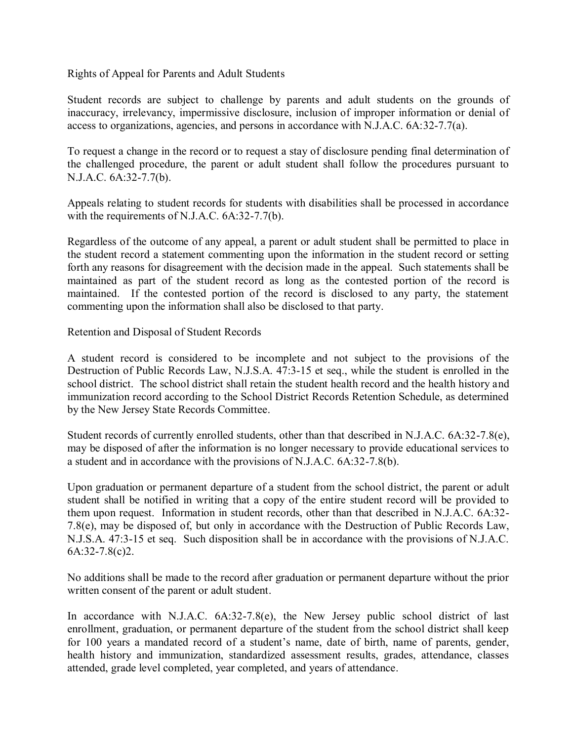## Rights of Appeal for Parents and Adult Students

Student records are subject to challenge by parents and adult students on the grounds of inaccuracy, irrelevancy, impermissive disclosure, inclusion of improper information or denial of access to organizations, agencies, and persons in accordance with N.J.A.C. 6A:32-7.7(a).

To request a change in the record or to request a stay of disclosure pending final determination of the challenged procedure, the parent or adult student shall follow the procedures pursuant to N.J.A.C. 6A:32-7.7(b).

Appeals relating to student records for students with disabilities shall be processed in accordance with the requirements of N.J.A.C. 6A:32-7.7(b).

Regardless of the outcome of any appeal, a parent or adult student shall be permitted to place in the student record a statement commenting upon the information in the student record or setting forth any reasons for disagreement with the decision made in the appeal. Such statements shall be maintained as part of the student record as long as the contested portion of the record is maintained. If the contested portion of the record is disclosed to any party, the statement commenting upon the information shall also be disclosed to that party.

## Retention and Disposal of Student Records

A student record is considered to be incomplete and not subject to the provisions of the Destruction of Public Records Law, N.J.S.A. 47:3-15 et seq., while the student is enrolled in the school district. The school district shall retain the student health record and the health history and immunization record according to the School District Records Retention Schedule, as determined by the New Jersey State Records Committee.

Student records of currently enrolled students, other than that described in N.J.A.C. 6A:32-7.8(e), may be disposed of after the information is no longer necessary to provide educational services to a student and in accordance with the provisions of N.J.A.C. 6A:32-7.8(b).

Upon graduation or permanent departure of a student from the school district, the parent or adult student shall be notified in writing that a copy of the entire student record will be provided to them upon request. Information in student records, other than that described in N.J.A.C. 6A:32-7.8(e), may be disposed of, but only in accordance with the Destruction of Public Records Law, N.J.S.A. 47:3-15 et seq. Such disposition shall be in accordance with the provisions of N.J.A.C. 6A:32-7.8(c)2.

No additions shall be made to the record after graduation or permanent departure without the prior written consent of the parent or adult student.

In accordance with N.J.A.C. 6A:32-7.8(e), the New Jersey public school district of last enrollment, graduation, or permanent departure of the student from the school district shall keep for 100 years a mandated record of a student's name, date of birth, name of parents, gender, health history and immunization, standardized assessment results, grades, attendance, classes attended, grade level completed, year completed, and years of attendance.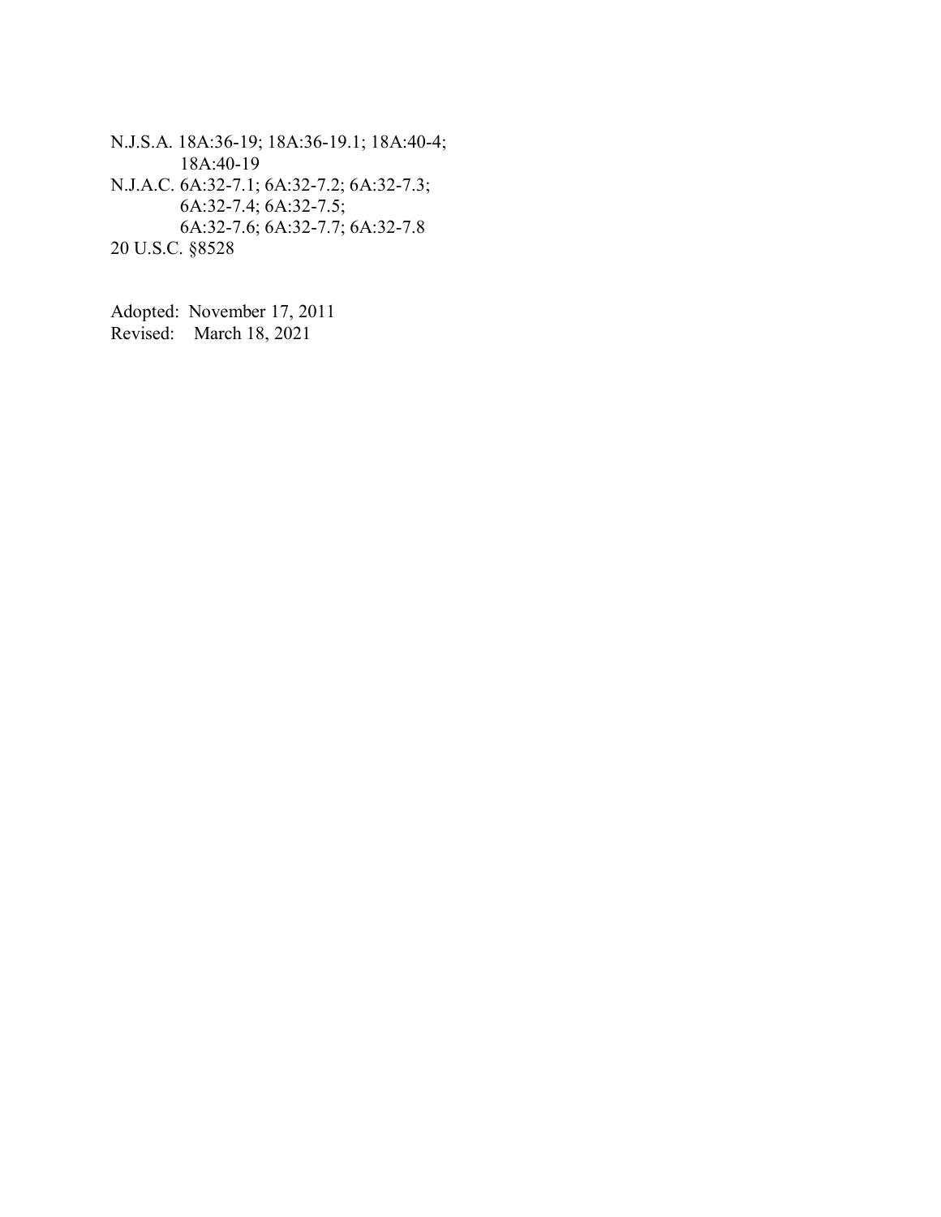N.J.S.A. 18A:36-19; 18A:36-19.1; 18A:40-4;
18A:40-19
N.J.A.C. 6A:32-7.1; 6A:32-7.2; 6A:32-7.3;
6A:32-7.4; 6A:32-7.5;
6A:32-7.6; 6A:32-7.7; 6A:32-7.8
20 U.S.C. §8528

Adopted: November 17, 2011
Revised: March 18, 2021